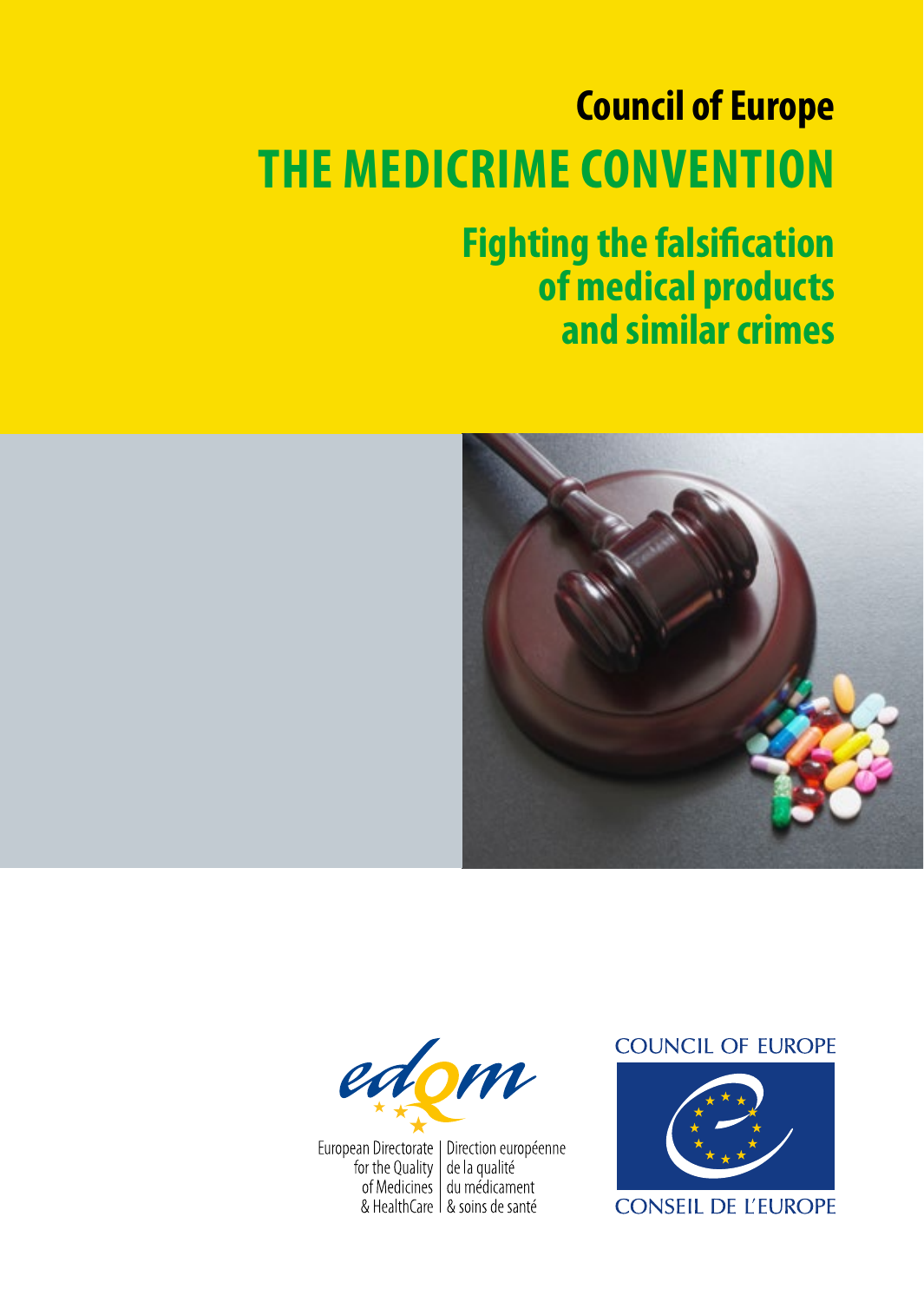# Council of Europe

# THE MEDICRIME CONVENTION

## Fighting the falsification of medical products and similar crimes

European Directorate for the Quality of Medicines & HealthCare | Direction européenne de la qualité du médicament & soins de santé

COUNCIL OF EUROPE
CONSEIL DE L'EUROPE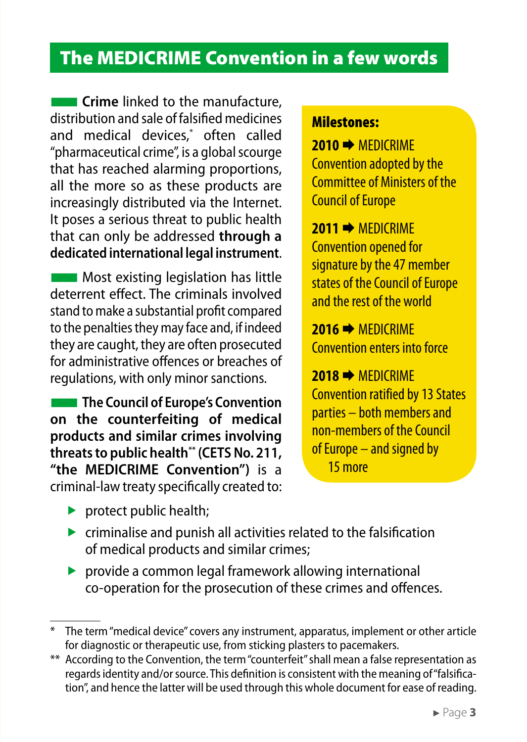## The MEDICRIME Convention in a few words

**Crime** linked to the manufacture, distribution and sale of falsified medicines and medical devices,* often called "pharmaceutical crime", is a global scourge that has reached alarming proportions, all the more so as these products are increasingly distributed via the Internet. It poses a serious threat to public health that can only be addressed **through a dedicated international legal instrument**.

Most existing legislation has little deterrent effect. The criminals involved stand to make a substantial profit compared to the penalties they may face and, if indeed they are caught, they are often prosecuted for administrative offences or breaches of regulations, with only minor sanctions.

**The Council of Europe's Convention on the counterfeiting of medical products and similar crimes involving threats to public health\*\* (CETS No. 211, "the MEDICRIME Convention")** is a criminal-law treaty specifically created to:

- protect public health;
- criminalise and punish all activities related to the falsification of medical products and similar crimes;
- provide a common legal framework allowing international co-operation for the prosecution of these crimes and offences.

**Milestones:**

**2010** ➡ MEDICRIME Convention adopted by the Committee of Ministers of the Council of Europe

**2011** ➡ MEDICRIME Convention opened for signature by the 47 member states of the Council of Europe and the rest of the world

**2016** ➡ MEDICRIME Convention enters into force

**2018** ➡ MEDICRIME Convention ratified by 13 States parties – both members and non-members of the Council of Europe – and signed by 15 more

---

\* The term "medical device" covers any instrument, apparatus, implement or other article for diagnostic or therapeutic use, from sticking plasters to pacemakers.

\*\* According to the Convention, the term "counterfeit" shall mean a false representation as regards identity and/or source. This definition is consistent with the meaning of "falsification", and hence the latter will be used through this whole document for ease of reading.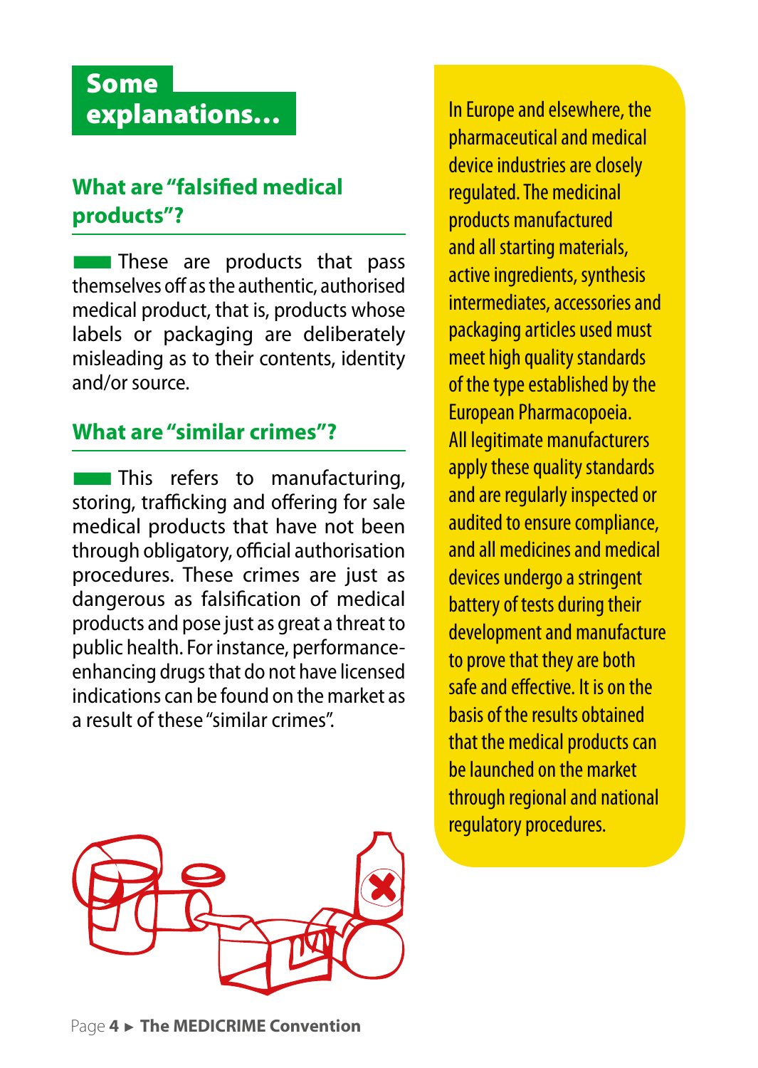# Some explanations…

## What are "falsified medical products"?

These are products that pass themselves off as the authentic, authorised medical product, that is, products whose labels or packaging are deliberately misleading as to their contents, identity and/or source.

## What are "similar crimes"?

This refers to manufacturing, storing, trafficking and offering for sale medical products that have not been through obligatory, official authorisation procedures. These crimes are just as dangerous as falsification of medical products and pose just as great a threat to public health. For instance, performance-enhancing drugs that do not have licensed indications can be found on the market as a result of these "similar crimes".

In Europe and elsewhere, the pharmaceutical and medical device industries are closely regulated. The medicinal products manufactured and all starting materials, active ingredients, synthesis intermediates, accessories and packaging articles used must meet high quality standards of the type established by the European Pharmacopoeia. All legitimate manufacturers apply these quality standards and are regularly inspected or audited to ensure compliance, and all medicines and medical devices undergo a stringent battery of tests during their development and manufacture to prove that they are both safe and effective. It is on the basis of the results obtained that the medical products can be launched on the market through regional and national regulatory procedures.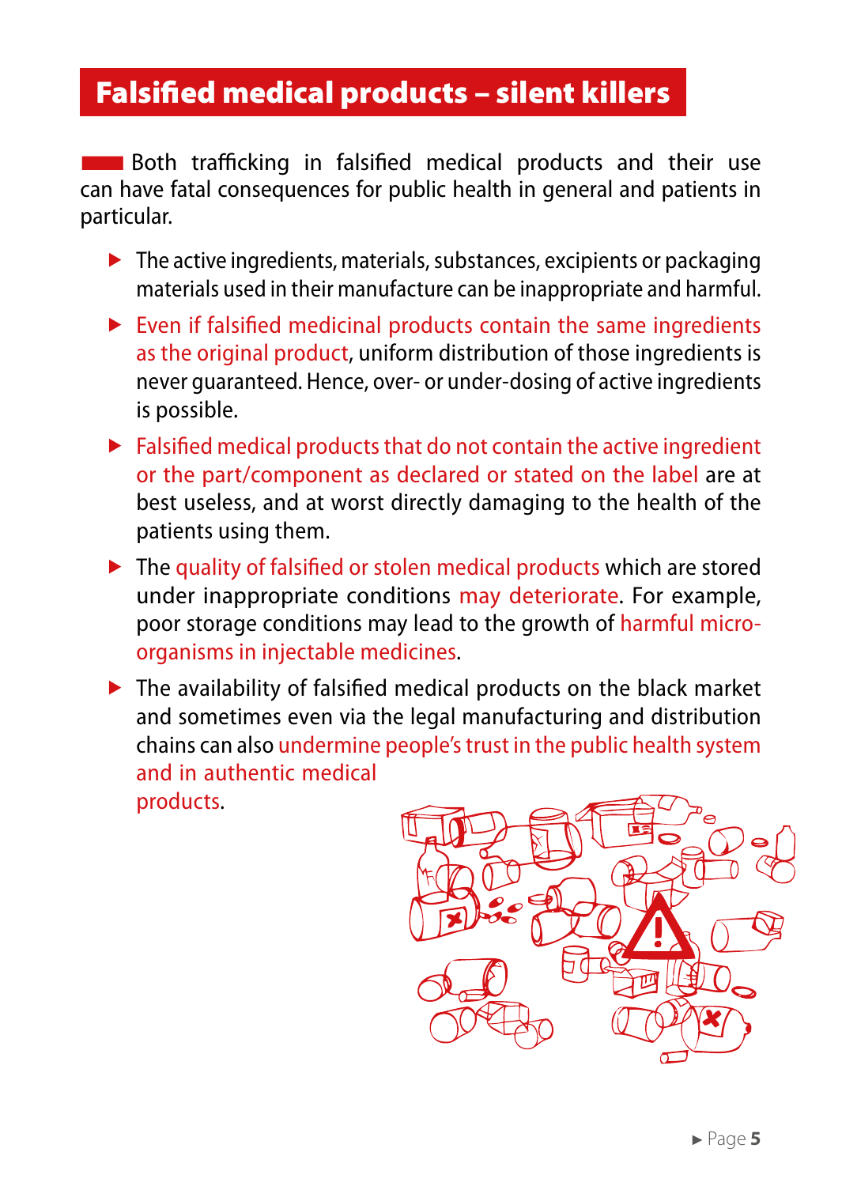# Falsified medical products – silent killers

Both trafficking in falsified medical products and their use can have fatal consequences for public health in general and patients in particular.

- The active ingredients, materials, substances, excipients or packaging materials used in their manufacture can be inappropriate and harmful.
- Even if falsified medicinal products contain the same ingredients as the original product, uniform distribution of those ingredients is never guaranteed. Hence, over- or under-dosing of active ingredients is possible.
- Falsified medical products that do not contain the active ingredient or the part/component as declared or stated on the label are at best useless, and at worst directly damaging to the health of the patients using them.
- The quality of falsified or stolen medical products which are stored under inappropriate conditions may deteriorate. For example, poor storage conditions may lead to the growth of harmful micro-organisms in injectable medicines.
- The availability of falsified medical products on the black market and sometimes even via the legal manufacturing and distribution chains can also undermine people's trust in the public health system and in authentic medical products.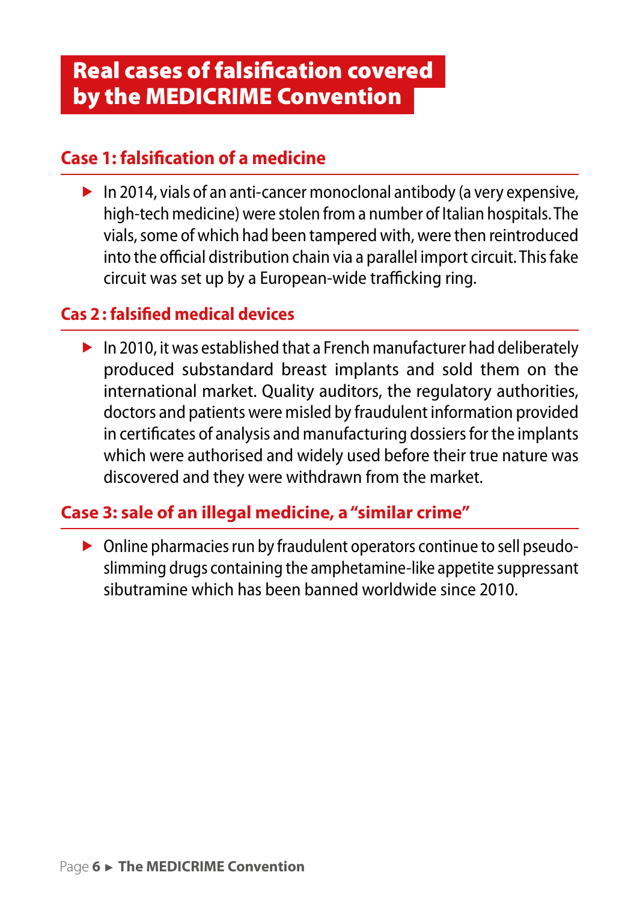# Real cases of falsification covered by the MEDICRIME Convention

## Case 1: falsification of a medicine

- In 2014, vials of an anti-cancer monoclonal antibody (a very expensive, high-tech medicine) were stolen from a number of Italian hospitals. The vials, some of which had been tampered with, were then reintroduced into the official distribution chain via a parallel import circuit. This fake circuit was set up by a European-wide trafficking ring.

## Cas 2 : falsified medical devices

- In 2010, it was established that a French manufacturer had deliberately produced substandard breast implants and sold them on the international market. Quality auditors, the regulatory authorities, doctors and patients were misled by fraudulent information provided in certificates of analysis and manufacturing dossiers for the implants which were authorised and widely used before their true nature was discovered and they were withdrawn from the market.

## Case 3: sale of an illegal medicine, a "similar crime"

- Online pharmacies run by fraudulent operators continue to sell pseudo-slimming drugs containing the amphetamine-like appetite suppressant sibutramine which has been banned worldwide since 2010.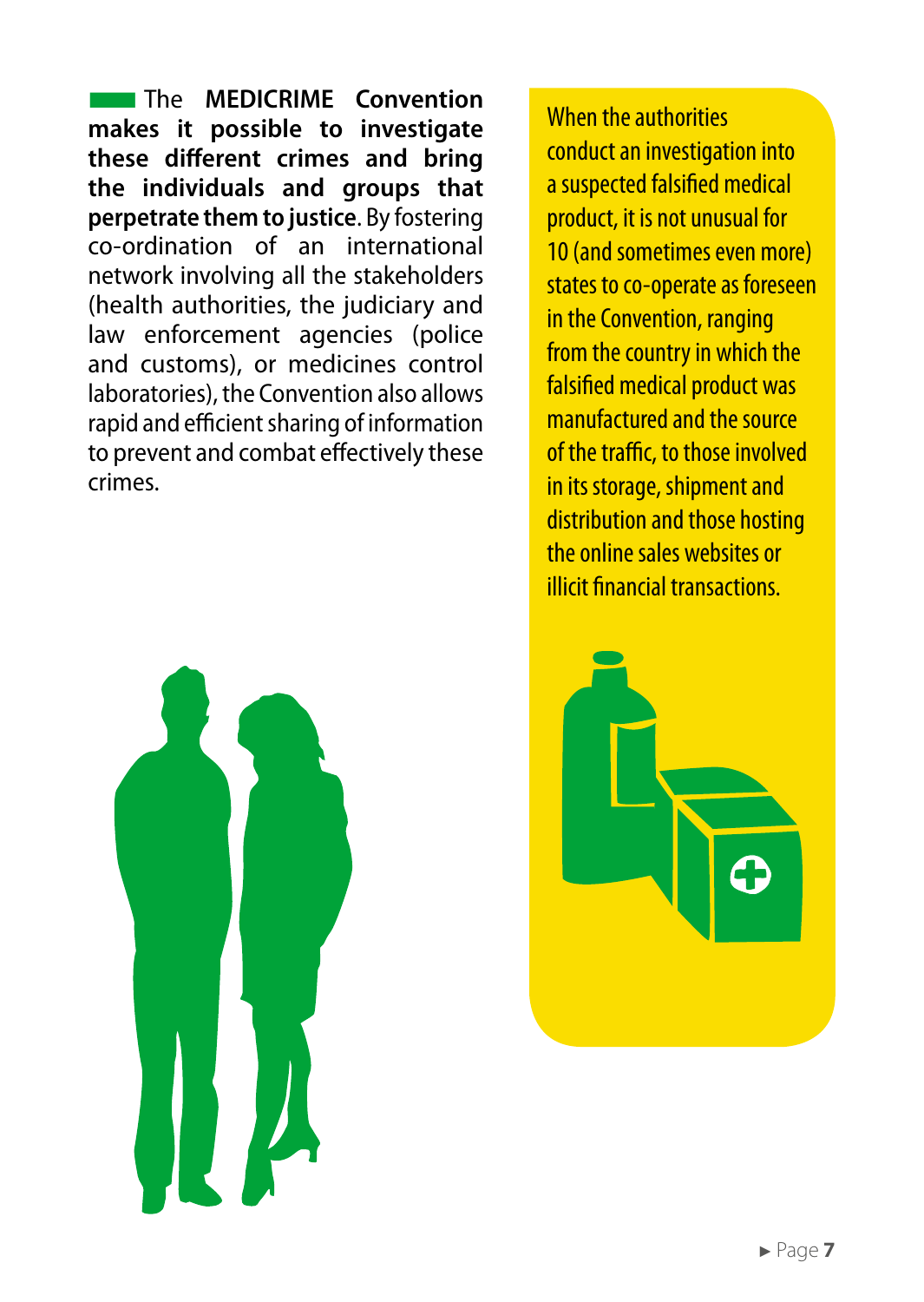**The MEDICRIME Convention makes it possible to investigate these different crimes and bring the individuals and groups that perpetrate them to justice**. By fostering co-ordination of an international network involving all the stakeholders (health authorities, the judiciary and law enforcement agencies (police and customs), or medicines control laboratories), the Convention also allows rapid and efficient sharing of information to prevent and combat effectively these crimes.

When the authorities conduct an investigation into a suspected falsified medical product, it is not unusual for 10 (and sometimes even more) states to co-operate as foreseen in the Convention, ranging from the country in which the falsified medical product was manufactured and the source of the traffic, to those involved in its storage, shipment and distribution and those hosting the online sales websites or illicit financial transactions.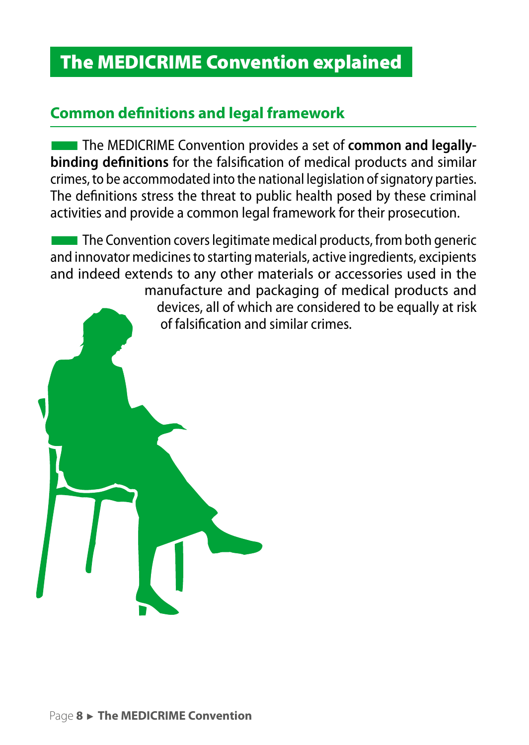# The MEDICRIME Convention explained

## Common definitions and legal framework

The MEDICRIME Convention provides a set of **common and legally-binding definitions** for the falsification of medical products and similar crimes, to be accommodated into the national legislation of signatory parties. The definitions stress the threat to public health posed by these criminal activities and provide a common legal framework for their prosecution.

The Convention covers legitimate medical products, from both generic and innovator medicines to starting materials, active ingredients, excipients and indeed extends to any other materials or accessories used in the manufacture and packaging of medical products and devices, all of which are considered to be equally at risk of falsification and similar crimes.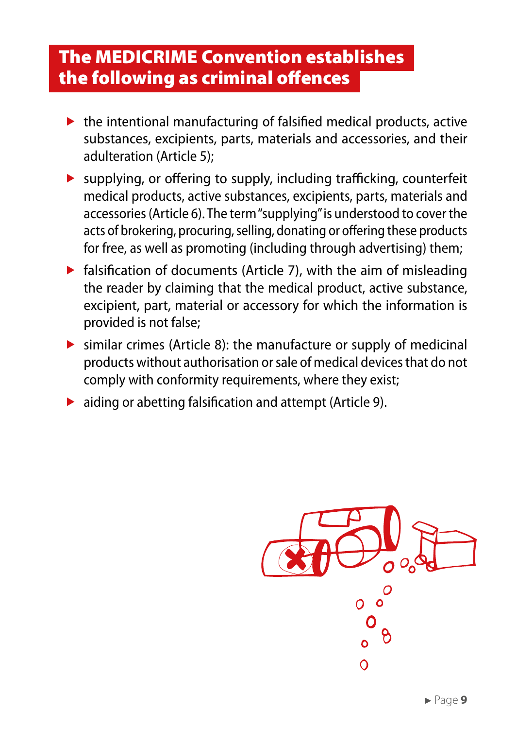## The MEDICRIME Convention establishes the following as criminal offences

- the intentional manufacturing of falsified medical products, active substances, excipients, parts, materials and accessories, and their adulteration (Article 5);
- supplying, or offering to supply, including trafficking, counterfeit medical products, active substances, excipients, parts, materials and accessories (Article 6). The term "supplying" is understood to cover the acts of brokering, procuring, selling, donating or offering these products for free, as well as promoting (including through advertising) them;
- falsification of documents (Article 7), with the aim of misleading the reader by claiming that the medical product, active substance, excipient, part, material or accessory for which the information is provided is not false;
- similar crimes (Article 8): the manufacture or supply of medicinal products without authorisation or sale of medical devices that do not comply with conformity requirements, where they exist;
- aiding or abetting falsification and attempt (Article 9).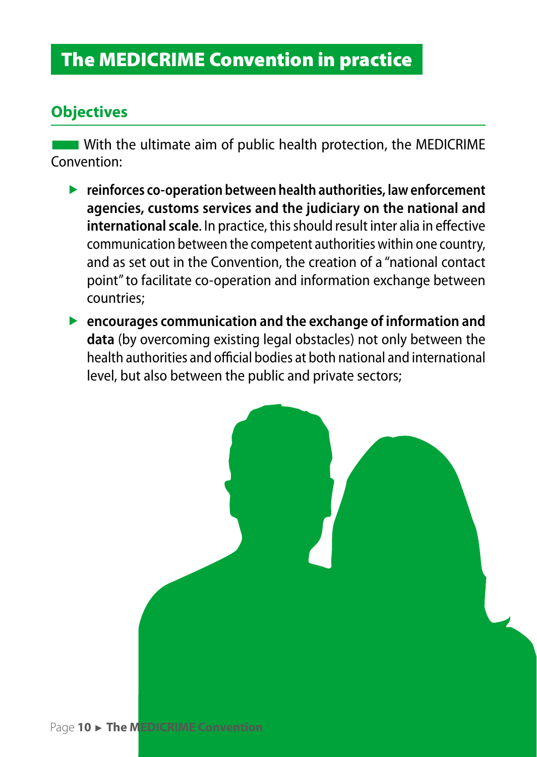# The MEDICRIME Convention in practice

## Objectives

With the ultimate aim of public health protection, the MEDICRIME Convention:

- **reinforces co-operation between health authorities, law enforcement agencies, customs services and the judiciary on the national and international scale**. In practice, this should result inter alia in effective communication between the competent authorities within one country, and as set out in the Convention, the creation of a "national contact point" to facilitate co-operation and information exchange between countries;
- **encourages communication and the exchange of information and data** (by overcoming existing legal obstacles) not only between the health authorities and official bodies at both national and international level, but also between the public and private sectors;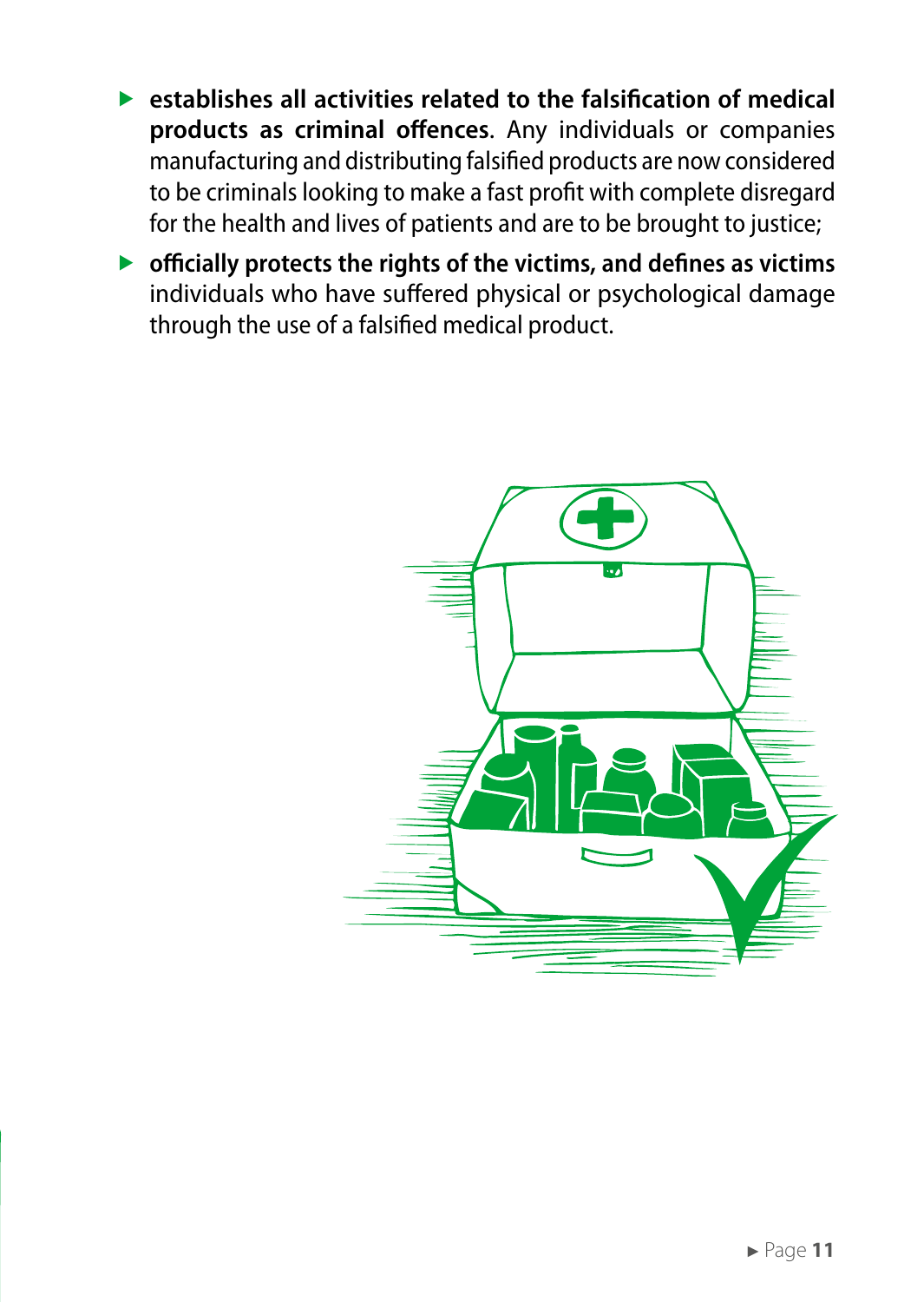- **establishes all activities related to the falsification of medical products as criminal offences**. Any individuals or companies manufacturing and distributing falsified products are now considered to be criminals looking to make a fast profit with complete disregard for the health and lives of patients and are to be brought to justice;
- **officially protects the rights of the victims, and defines as victims** individuals who have suffered physical or psychological damage through the use of a falsified medical product.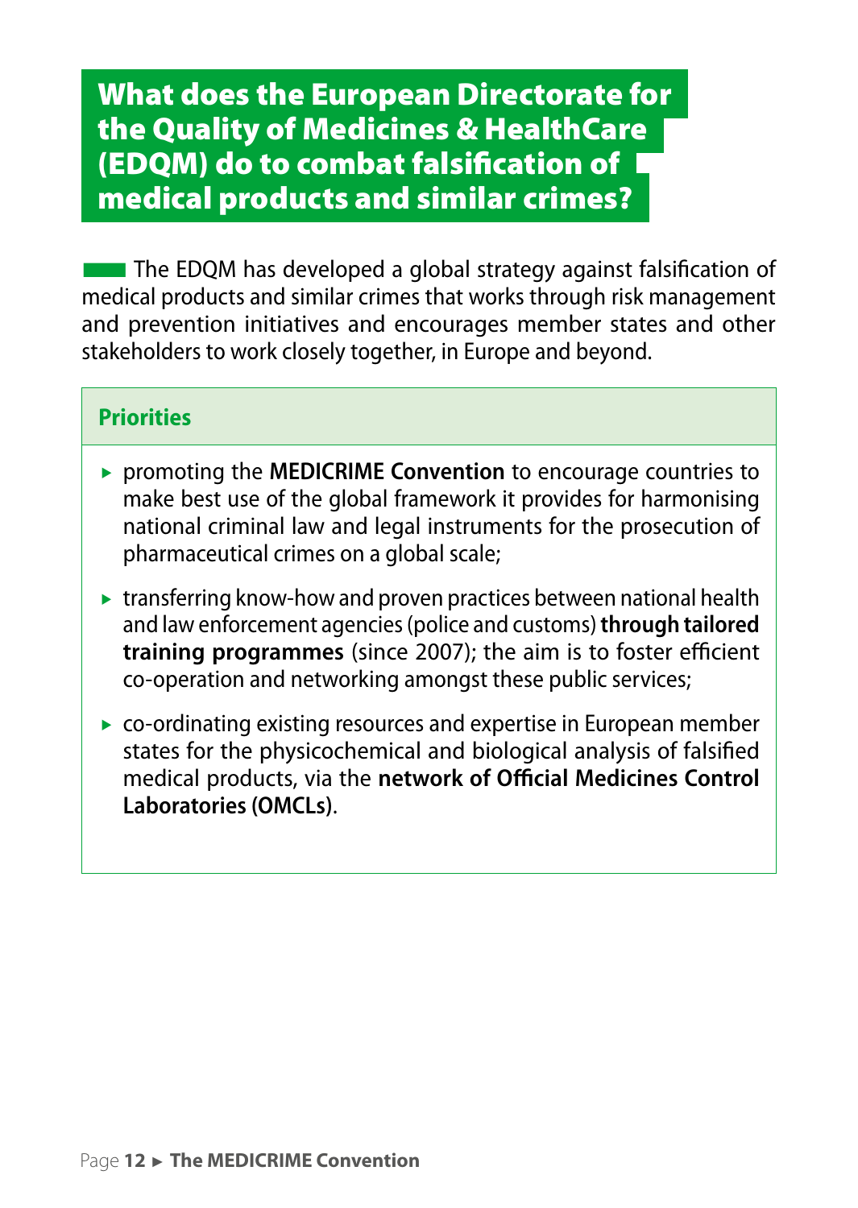## What does the European Directorate for the Quality of Medicines & HealthCare (EDQM) do to combat falsification of medical products and similar crimes?

The EDQM has developed a global strategy against falsification of medical products and similar crimes that works through risk management and prevention initiatives and encourages member states and other stakeholders to work closely together, in Europe and beyond.

### Priorities

- promoting the **MEDICRIME Convention** to encourage countries to make best use of the global framework it provides for harmonising national criminal law and legal instruments for the prosecution of pharmaceutical crimes on a global scale;
- transferring know-how and proven practices between national health and law enforcement agencies (police and customs) **through tailored training programmes** (since 2007); the aim is to foster efficient co-operation and networking amongst these public services;
- co-ordinating existing resources and expertise in European member states for the physicochemical and biological analysis of falsified medical products, via the **network of Official Medicines Control Laboratories (OMCLs)**.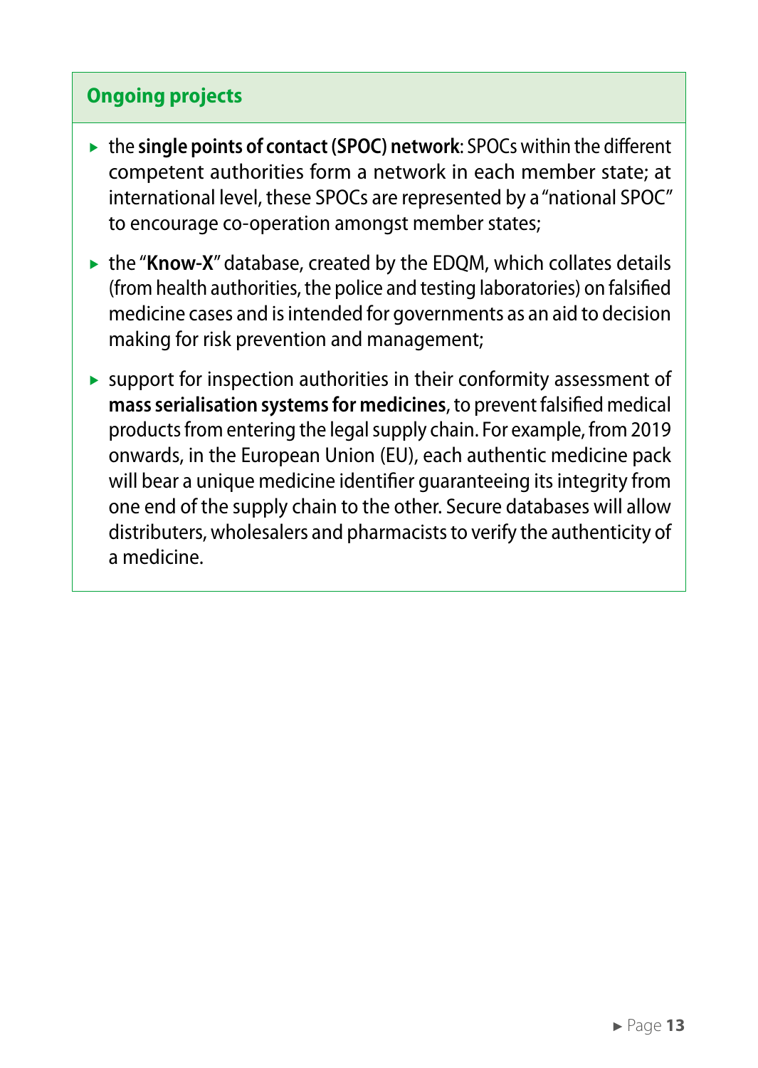### Ongoing projects

- the **single points of contact (SPOC) network**: SPOCs within the different competent authorities form a network in each member state; at international level, these SPOCs are represented by a "national SPOC" to encourage co-operation amongst member states;
- the "**Know-X**" database, created by the EDQM, which collates details (from health authorities, the police and testing laboratories) on falsified medicine cases and is intended for governments as an aid to decision making for risk prevention and management;
- support for inspection authorities in their conformity assessment of **mass serialisation systems for medicines**, to prevent falsified medical products from entering the legal supply chain. For example, from 2019 onwards, in the European Union (EU), each authentic medicine pack will bear a unique medicine identifier guaranteeing its integrity from one end of the supply chain to the other. Secure databases will allow distributers, wholesalers and pharmacists to verify the authenticity of a medicine.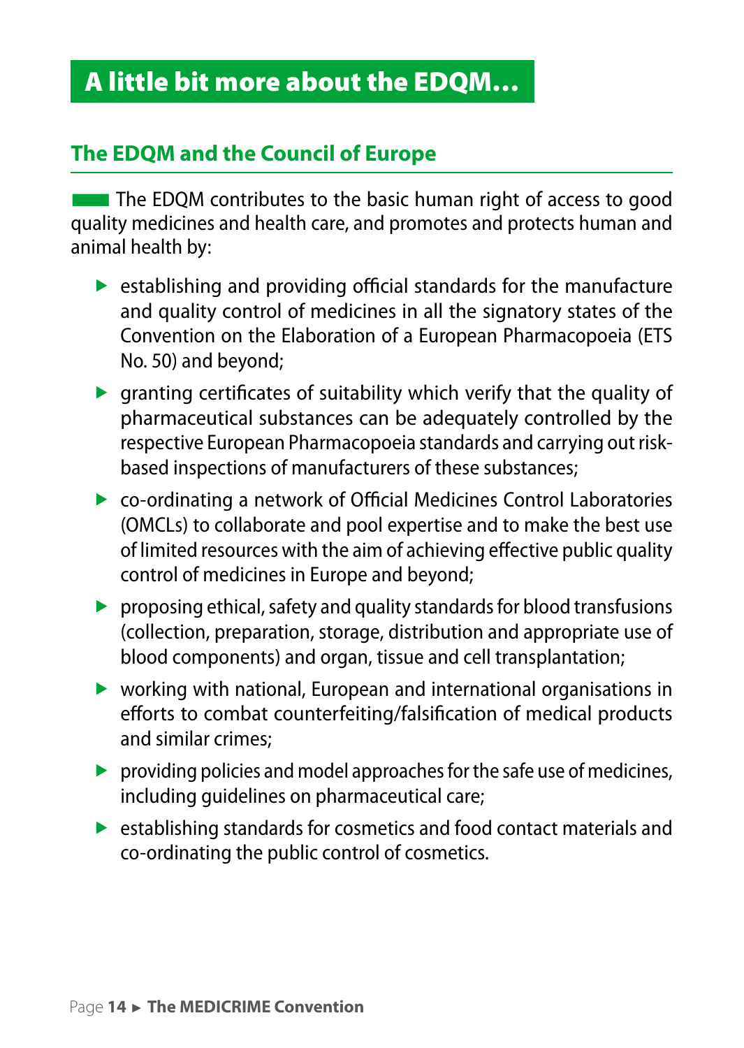# A little bit more about the EDQM…

## The EDQM and the Council of Europe

The EDQM contributes to the basic human right of access to good quality medicines and health care, and promotes and protects human and animal health by:

- establishing and providing official standards for the manufacture and quality control of medicines in all the signatory states of the Convention on the Elaboration of a European Pharmacopoeia (ETS No. 50) and beyond;
- granting certificates of suitability which verify that the quality of pharmaceutical substances can be adequately controlled by the respective European Pharmacopoeia standards and carrying out risk-based inspections of manufacturers of these substances;
- co-ordinating a network of Official Medicines Control Laboratories (OMCLs) to collaborate and pool expertise and to make the best use of limited resources with the aim of achieving effective public quality control of medicines in Europe and beyond;
- proposing ethical, safety and quality standards for blood transfusions (collection, preparation, storage, distribution and appropriate use of blood components) and organ, tissue and cell transplantation;
- working with national, European and international organisations in efforts to combat counterfeiting/falsification of medical products and similar crimes;
- providing policies and model approaches for the safe use of medicines, including guidelines on pharmaceutical care;
- establishing standards for cosmetics and food contact materials and co-ordinating the public control of cosmetics.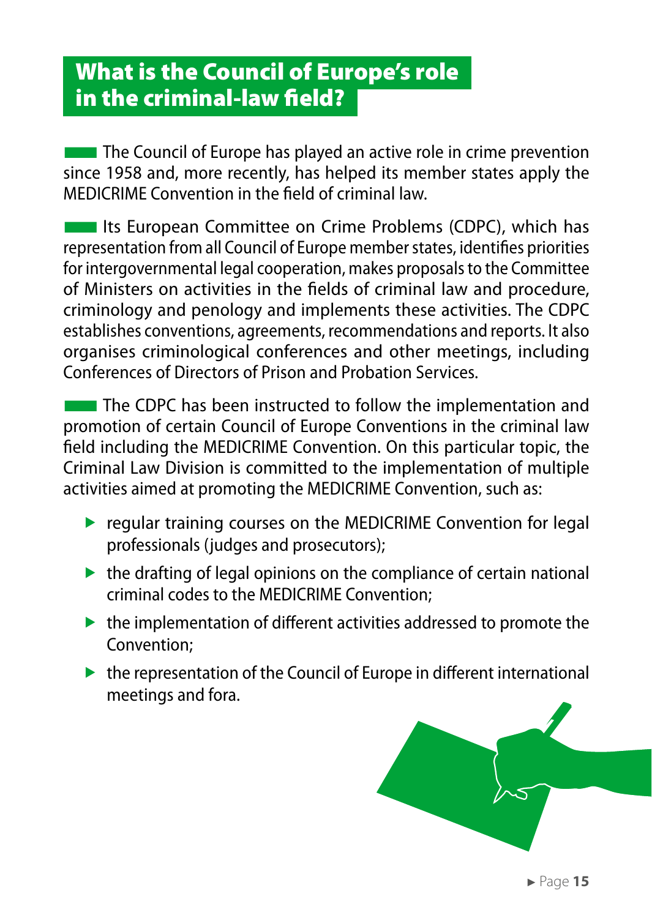## What is the Council of Europe's role in the criminal-law field?

The Council of Europe has played an active role in crime prevention since 1958 and, more recently, has helped its member states apply the MEDICRIME Convention in the field of criminal law.

Its European Committee on Crime Problems (CDPC), which has representation from all Council of Europe member states, identifies priorities for intergovernmental legal cooperation, makes proposals to the Committee of Ministers on activities in the fields of criminal law and procedure, criminology and penology and implements these activities. The CDPC establishes conventions, agreements, recommendations and reports. It also organises criminological conferences and other meetings, including Conferences of Directors of Prison and Probation Services.

The CDPC has been instructed to follow the implementation and promotion of certain Council of Europe Conventions in the criminal law field including the MEDICRIME Convention. On this particular topic, the Criminal Law Division is committed to the implementation of multiple activities aimed at promoting the MEDICRIME Convention, such as:

- regular training courses on the MEDICRIME Convention for legal professionals (judges and prosecutors);
- the drafting of legal opinions on the compliance of certain national criminal codes to the MEDICRIME Convention;
- the implementation of different activities addressed to promote the Convention;
- the representation of the Council of Europe in different international meetings and fora.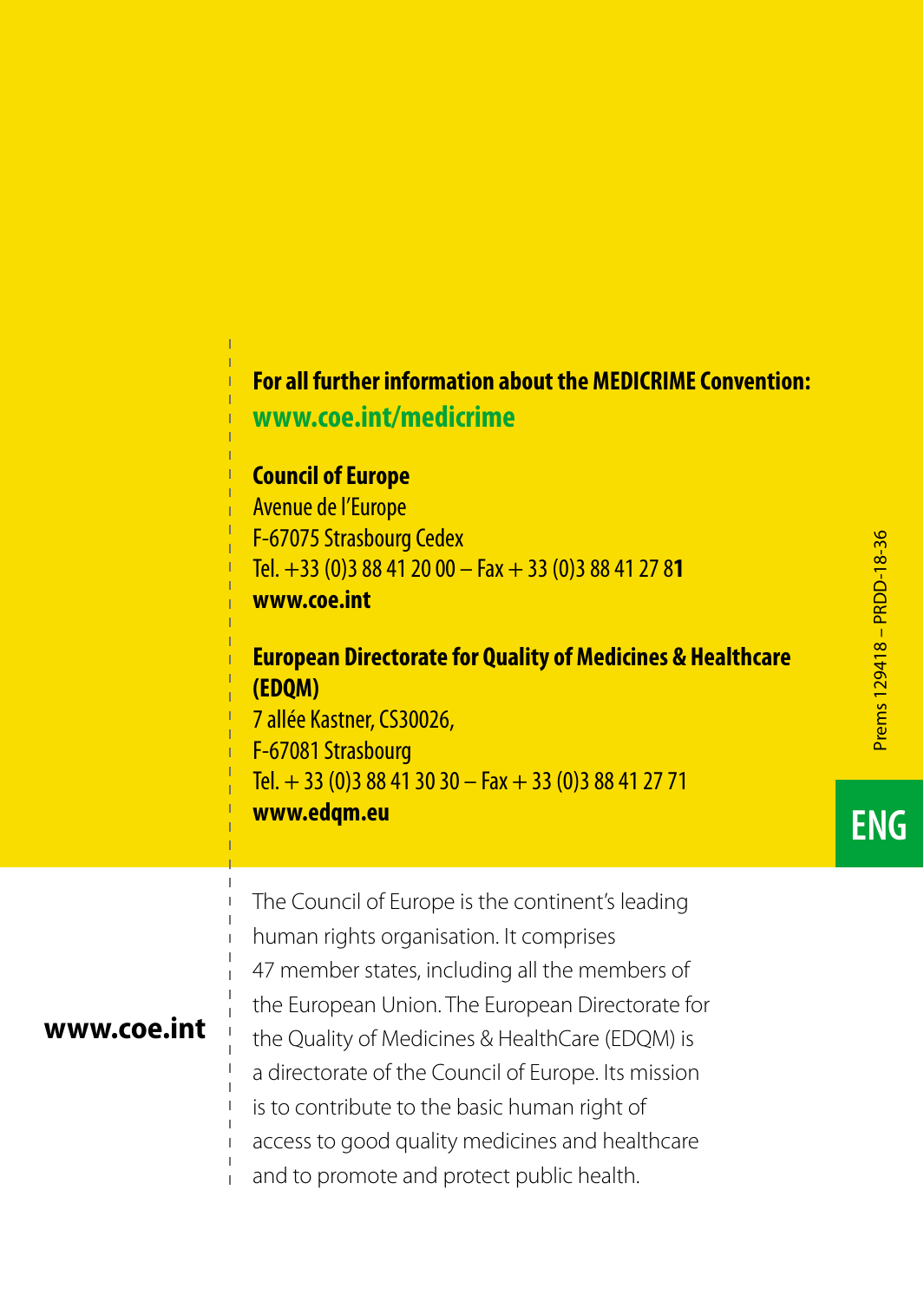**For all further information about the MEDICRIME Convention:**
**www.coe.int/medicrime**

**Council of Europe**
Avenue de l'Europe
F-67075 Strasbourg Cedex
Tel. +33 (0)3 88 41 20 00 – Fax + 33 (0)3 88 41 27 81
**www.coe.int**

**European Directorate for Quality of Medicines & Healthcare (EDQM)**
7 allée Kastner, CS30026,
F-67081 Strasbourg
Tel. + 33 (0)3 88 41 30 30 – Fax + 33 (0)3 88 41 27 71
**www.edqm.eu**

Prems 129418 – PRDD-18-36

ENG

**www.coe.int**

The Council of Europe is the continent's leading human rights organisation. It comprises 47 member states, including all the members of the European Union. The European Directorate for the Quality of Medicines & HealthCare (EDQM) is a directorate of the Council of Europe. Its mission is to contribute to the basic human right of access to good quality medicines and healthcare and to promote and protect public health.